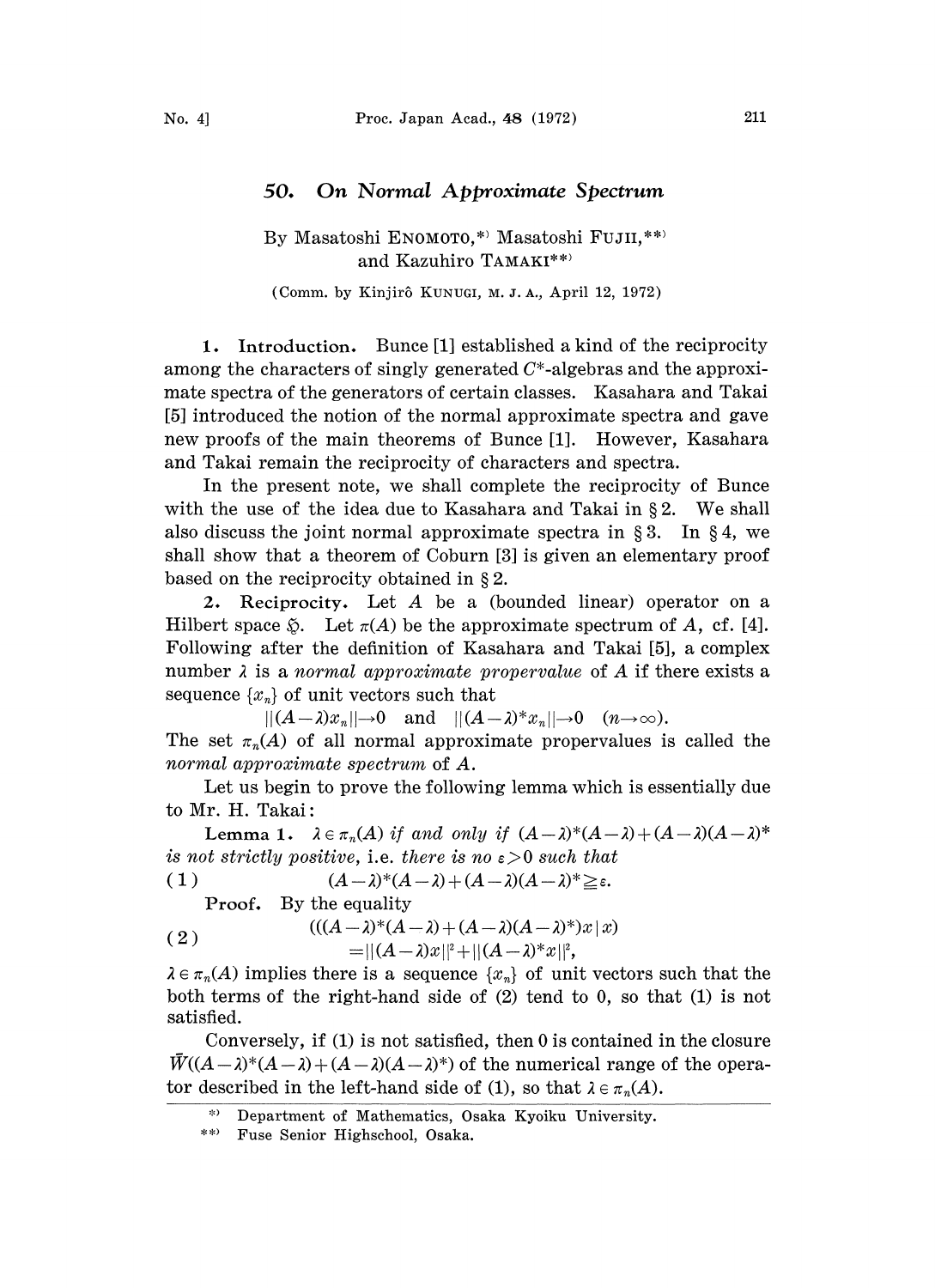# 50. On Normal Approximate Spectrum

By Masatoshi ENOMOTO,[*] Masatoshi FUJII,[**] and Kazuhiro TAMAKI[**]

(Comm. by Kinjirô KUNUGI, M. J. A., April 12, 1972)

**1. Introduction.** Bunce [1] established a kind of the reciprocity among the characters of singly generated $C^*$-algebras and the approximate spectra of the generators of certain classes. Kasahara and Takai [5] introduced the notion of the normal approximate spectra and gave new proofs of the main theorems of Bunce [1]. However, Kasahara and Takai remain the reciprocity of characters and spectra.

In the present note, we shall complete the reciprocity of Bunce with the use of the idea due to Kasahara and Takai in § 2. We shall also discuss the joint normal approximate spectra in § 3. In § 4, we shall show that a theorem of Coburn [3] is given an elementary proof based on the reciprocity obtained in § 2.

**2. Reciprocity.** Let $A$ be a (bounded linear) operator on a Hilbert space $\mathfrak{H}$. Let $\pi(A)$ be the approximate spectrum of $A$, cf. [4]. Following after the definition of Kasahara and Takai [5], a complex number $\lambda$ is a *normal approximate propervalue* of $A$ if there exists a sequence $\{x_n\}$ of unit vectors such that

$$\|(A-\lambda)x_n\|\to 0 \quad \text{and} \quad \|(A-\lambda)^*x_n\|\to 0 \quad (n\to\infty).$$

The set $\pi_n(A)$ of all normal approximate propervalues is called the *normal approximate spectrum* of $A$.

Let us begin to prove the following lemma which is essentially due to Mr. H. Takai:

**Lemma 1.** *$\lambda\in\pi_n(A)$ if and only if $(A-\lambda)^*(A-\lambda)+(A-\lambda)(A-\lambda)^*$ is not strictly positive, i.e. there is no $\varepsilon>0$ such that*

$$(A-\lambda)^*(A-\lambda)+(A-\lambda)(A-\lambda)^*\geqq\varepsilon. \tag{1}$$

**Proof.** By the equality

$$\begin{aligned}&(((A-\lambda)^*(A-\lambda)+(A-\lambda)(A-\lambda)^*)x\,|\,x)\\&\qquad=\|(A-\lambda)x\|^2+\|(A-\lambda)^*x\|^2,\end{aligned} \tag{2}$$

$\lambda\in\pi_n(A)$ implies there is a sequence $\{x_n\}$ of unit vectors such that the both terms of the right-hand side of (2) tend to 0, so that (1) is not satisfied.

Conversely, if (1) is not satisfied, then 0 is contained in the closure $\bar{W}((A-\lambda)^*(A-\lambda)+(A-\lambda)(A-\lambda)^*)$ of the numerical range of the operator described in the left-hand side of (1), so that $\lambda\in\pi_n(A)$.

---

[*] Department of Mathematics, Osaka Kyoiku University.

[**] Fuse Senior Highschool, Osaka.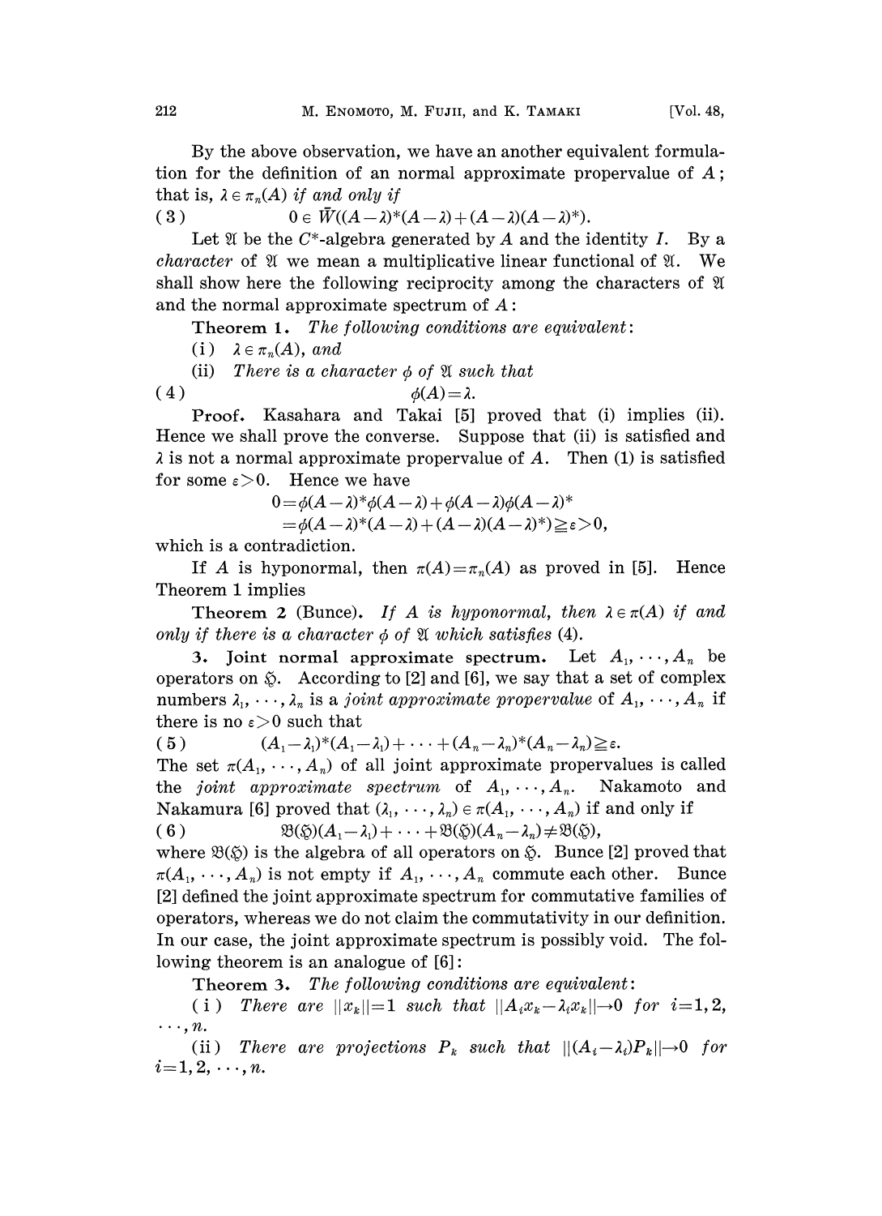By the above observation, we have an another equivalent formulation for the definition of an normal approximate propervalue of $A$; that is, $\lambda \in \pi_n(A)$ *if and only if*

$$(3) \qquad 0 \in \bar{W}((A-\lambda)^*(A-\lambda)+(A-\lambda)(A-\lambda)^*).$$

Let $\mathfrak{A}$ be the $C^*$-algebra generated by $A$ and the identity $I$. By a *character* of $\mathfrak{A}$ we mean a multiplicative linear functional of $\mathfrak{A}$. We shall show here the following reciprocity among the characters of $\mathfrak{A}$ and the normal approximate spectrum of $A$:

**Theorem 1.** *The following conditions are equivalent:*

(i) $\lambda \in \pi_n(A)$, *and*

(ii) *There is a character $\phi$ of $\mathfrak{A}$ such that*

$$(4) \qquad \phi(A)=\lambda.$$

**Proof.** Kasahara and Takai [5] proved that (i) implies (ii). Hence we shall prove the converse. Suppose that (ii) is satisfied and $\lambda$ is not a normal approximate propervalue of $A$. Then (1) is satisfied for some $\varepsilon>0$. Hence we have

$$\begin{aligned} 0&=\phi(A-\lambda)^*\phi(A-\lambda)+\phi(A-\lambda)\phi(A-\lambda)^* \\ &=\phi(A-\lambda)^*(A-\lambda)+(A-\lambda)(A-\lambda)^*)\geqq\varepsilon>0, \end{aligned}$$

which is a contradiction.

If $A$ is hyponormal, then $\pi(A)=\pi_n(A)$ as proved in [5]. Hence Theorem 1 implies

**Theorem 2** (Bunce). *If $A$ is hyponormal, then $\lambda \in \pi(A)$ if and only if there is a character $\phi$ of $\mathfrak{A}$ which satisfies* (4).

**3. Joint normal approximate spectrum.** Let $A_1, \cdots, A_n$ be operators on $\mathfrak{H}$. According to [2] and [6], we say that a set of complex numbers $\lambda_1, \cdots, \lambda_n$ is a *joint approximate propervalue* of $A_1, \cdots, A_n$ if there is no $\varepsilon>0$ such that

$$(5) \qquad (A_1-\lambda_1)^*(A_1-\lambda_1)+\cdots+(A_n-\lambda_n)^*(A_n-\lambda_n)\geqq\varepsilon.$$

The set $\pi(A_1, \cdots, A_n)$ of all joint approximate propervalues is called the *joint approximate spectrum* of $A_1, \cdots, A_n$. Nakamoto and Nakamura [6] proved that $(\lambda_1, \cdots, \lambda_n) \in \pi(A_1, \cdots, A_n)$ if and only if

$$(6) \qquad \mathfrak{B}(\mathfrak{H})(A_1-\lambda_1)+\cdots+\mathfrak{B}(\mathfrak{H})(A_n-\lambda_n)\neq\mathfrak{B}(\mathfrak{H}),$$

where $\mathfrak{B}(\mathfrak{H})$ is the algebra of all operators on $\mathfrak{H}$. Bunce [2] proved that $\pi(A_1, \cdots, A_n)$ is not empty if $A_1, \cdots, A_n$ commute each other. Bunce [2] defined the joint approximate spectrum for commutative families of operators, whereas we do not claim the commutativity in our definition. In our case, the joint approximate spectrum is possibly void. The following theorem is an analogue of [6]:

**Theorem 3.** *The following conditions are equivalent:*

(i) *There are $\|x_k\|=1$ such that $\|A_ix_k-\lambda_ix_k\|\to 0$ for $i=1,2,\cdots,n$.*

(ii) *There are projections $P_k$ such that $\|(A_i-\lambda_i)P_k\|\to 0$ for $i=1,2,\cdots,n$.*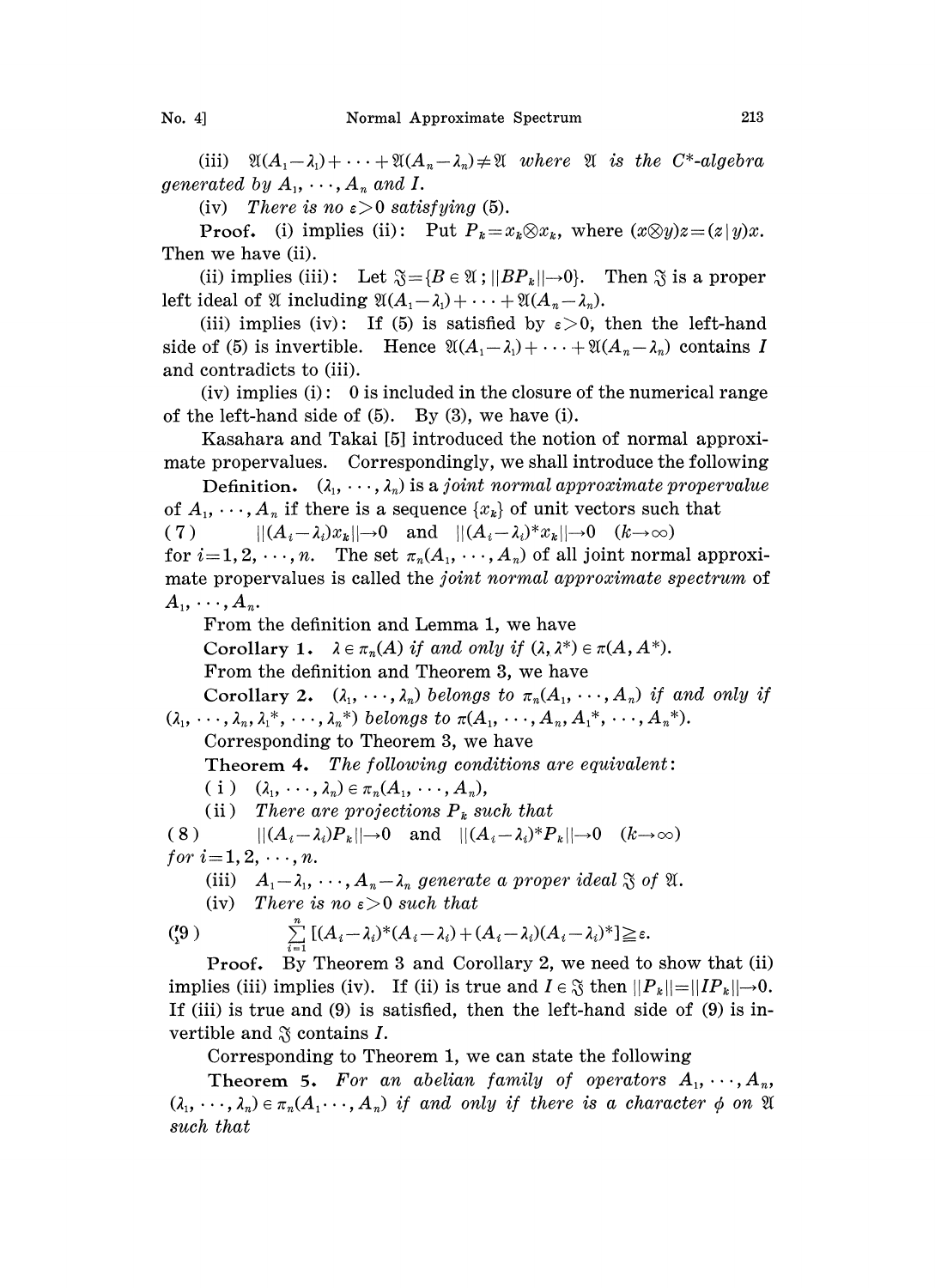(iii) $\mathfrak{A}(A_1-\lambda_1)+\cdots+\mathfrak{A}(A_n-\lambda_n)\neq\mathfrak{A}$ *where* $\mathfrak{A}$ *is the* $C^*$*-algebra generated by* $A_1,\cdots,A_n$ *and* $I$.

(iv) *There is no* $\varepsilon>0$ *satisfying* (5).

**Proof.** (i) implies (ii): Put $P_k=x_k\otimes x_k$, where $(x\otimes y)z=(z\mid y)x$. Then we have (ii).

(ii) implies (iii): Let $\mathfrak{J}=\{B\in\mathfrak{A};\|BP_k\|\to 0\}$. Then $\mathfrak{J}$ is a proper left ideal of $\mathfrak{A}$ including $\mathfrak{A}(A_1-\lambda_1)+\cdots+\mathfrak{A}(A_n-\lambda_n)$.

(iii) implies (iv): If (5) is satisfied by $\varepsilon>0$, then the left-hand side of (5) is invertible. Hence $\mathfrak{A}(A_1-\lambda_1)+\cdots+\mathfrak{A}(A_n-\lambda_n)$ contains $I$ and contradicts to (iii).

(iv) implies (i): 0 is included in the closure of the numerical range of the left-hand side of (5). By (3), we have (i).

Kasahara and Takai [5] introduced the notion of normal approximate propervalues. Correspondingly, we shall introduce the following

**Definition.** $(\lambda_1,\cdots,\lambda_n)$ is a *joint normal approximate propervalue* of $A_1,\cdots,A_n$ if there is a sequence $\{x_k\}$ of unit vectors such that

$$\|(A_i-\lambda_i)x_k\|\to 0 \quad\text{and}\quad \|(A_i-\lambda_i)^*x_k\|\to 0 \quad (k\to\infty) \tag{7}$$

for $i=1,2,\cdots,n$. The set $\pi_n(A_1,\cdots,A_n)$ of all joint normal approximate propervalues is called the *joint normal approximate spectrum* of $A_1,\cdots,A_n$.

From the definition and Lemma 1, we have

**Corollary 1.** $\lambda\in\pi_n(A)$ *if and only if* $(\lambda,\lambda^*)\in\pi(A,A^*)$.

From the definition and Theorem 3, we have

**Corollary 2.** $(\lambda_1,\cdots,\lambda_n)$ *belongs to* $\pi_n(A_1,\cdots,A_n)$ *if and only if* $(\lambda_1,\cdots,\lambda_n,\lambda_1^*,\cdots,\lambda_n^*)$ *belongs to* $\pi(A_1,\cdots,A_n,A_1^*,\cdots,A_n^*)$.

Corresponding to Theorem 3, we have

**Theorem 4.** *The following conditions are equivalent*:

(i) $(\lambda_1,\cdots,\lambda_n)\in\pi_n(A_1,\cdots,A_n)$,

(ii) *There are projections* $P_k$ *such that*

$$\|(A_i-\lambda_i)P_k\|\to 0 \quad\text{and}\quad \|(A_i-\lambda_i)^*P_k\|\to 0 \quad (k\to\infty) \tag{8}$$

*for* $i=1,2,\cdots,n$.

(iii) $A_1-\lambda_1,\cdots,A_n-\lambda_n$ *generate a proper ideal* $\mathfrak{J}$ *of* $\mathfrak{A}$.

(iv) *There is no* $\varepsilon>0$ *such that*

$$\sum_{i=1}^{n}[(A_i-\lambda_i)^*(A_i-\lambda_i)+(A_i-\lambda_i)(A_i-\lambda_i)^*]\geqq\varepsilon. \tag{9}$$

**Proof.** By Theorem 3 and Corollary 2, we need to show that (ii) implies (iii) implies (iv). If (ii) is true and $I\in\mathfrak{J}$ then $\|P_k\|=\|IP_k\|\to 0$. If (iii) is true and (9) is satisfied, then the left-hand side of (9) is invertible and $\mathfrak{J}$ contains $I$.

Corresponding to Theorem 1, we can state the following

**Theorem 5.** *For an abelian family of operators* $A_1,\cdots,A_n$, $(\lambda_1,\cdots,\lambda_n)\in\pi_n(A_1\cdots,A_n)$ *if and only if there is a character* $\phi$ *on* $\mathfrak{A}$ *such that*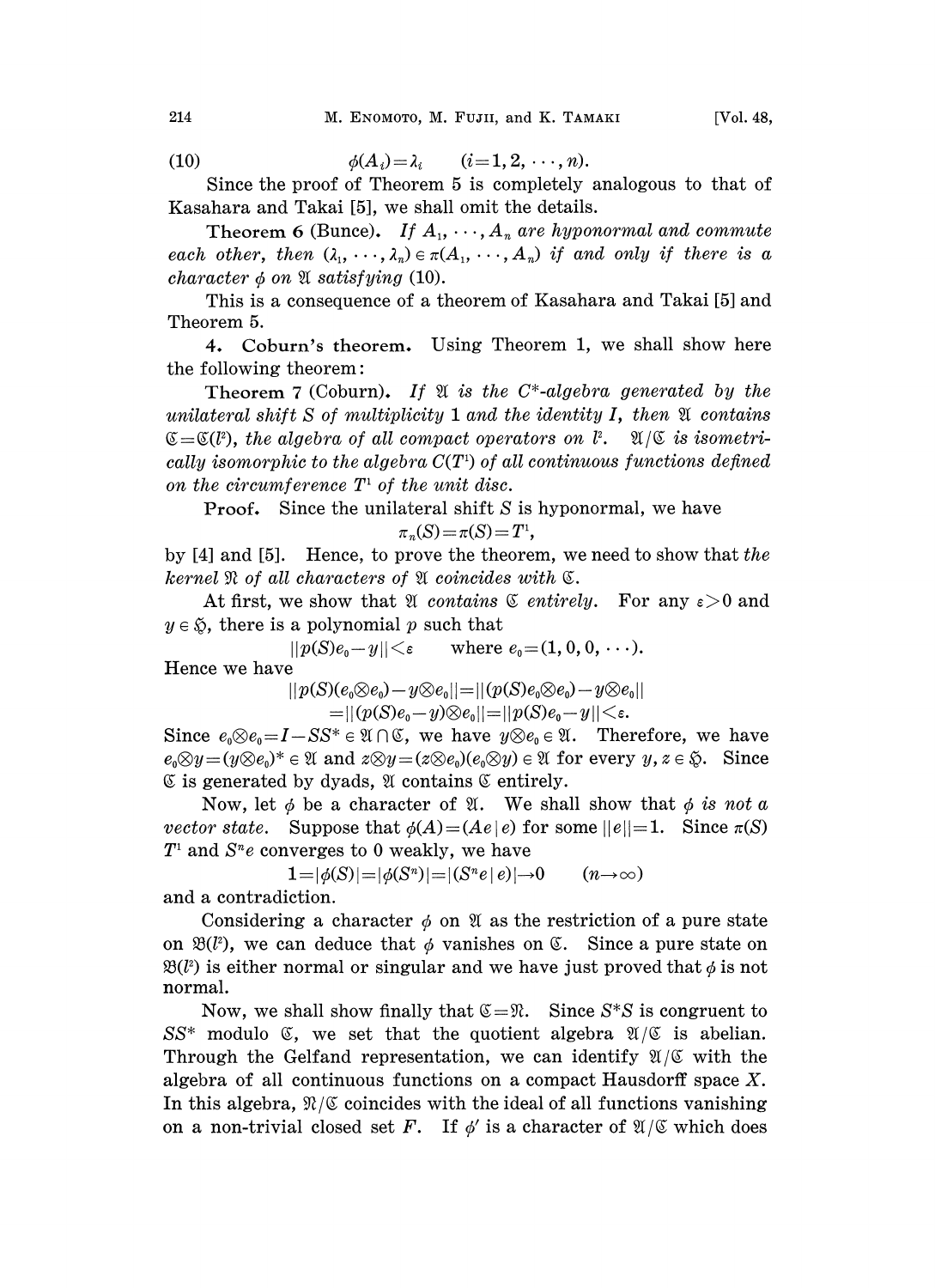$$(10) \qquad \phi(A_i)=\lambda_i \qquad (i=1,2,\cdots,n).$$

Since the proof of Theorem 5 is completely analogous to that of Kasahara and Takai [5], we shall omit the details.

**Theorem 6** (Bunce). *If $A_1,\cdots,A_n$ are hyponormal and commute each other, then $(\lambda_1,\cdots,\lambda_n)\in\pi(A_1,\cdots,A_n)$ if and only if there is a character $\phi$ on $\mathfrak{A}$ satisfying* (10).

This is a consequence of a theorem of Kasahara and Takai [5] and Theorem 5.

**4. Coburn's theorem.** Using Theorem 1, we shall show here the following theorem:

**Theorem 7** (Coburn). *If $\mathfrak{A}$ is the $C^*$-algebra generated by the unilateral shift $S$ of multiplicity 1 and the identity $I$, then $\mathfrak{A}$ contains $\mathfrak{C}=\mathfrak{C}(l^2)$, the algebra of all compact operators on $l^2$. $\mathfrak{A}/\mathfrak{C}$ is isometrically isomorphic to the algebra $C(T^1)$ of all continuous functions defined on the circumference $T^1$ of the unit disc.*

**Proof.** Since the unilateral shift $S$ is hyponormal, we have

$$\pi_n(S)=\pi(S)=T^1,$$

by [4] and [5]. Hence, to prove the theorem, we need to show that *the kernel $\mathfrak{N}$ of all characters of $\mathfrak{A}$ coincides with $\mathfrak{C}$.*

At first, we show that *$\mathfrak{A}$ contains $\mathfrak{C}$ entirely.* For any $\varepsilon>0$ and $y\in\mathfrak{H}$, there is a polynomial $p$ such that

$$\|p(S)e_0-y\|<\varepsilon \qquad \text{where } e_0=(1,0,0,\cdots).$$

Hence we have

$$\begin{aligned}\|p(S)(e_0\otimes e_0)-y\otimes e_0\|&=\|(p(S)e_0\otimes e_0)-y\otimes e_0\|\\&=\|(p(S)e_0-y)\otimes e_0\|=\|p(S)e_0-y\|<\varepsilon.\end{aligned}$$

Since $e_0\otimes e_0=I-SS^*\in\mathfrak{A}\cap\mathfrak{C}$, we have $y\otimes e_0\in\mathfrak{A}$. Therefore, we have $e_0\otimes y=(y\otimes e_0)^*\in\mathfrak{A}$ and $z\otimes y=(z\otimes e_0)(e_0\otimes y)\in\mathfrak{A}$ for every $y,z\in\mathfrak{H}$. Since $\mathfrak{C}$ is generated by dyads, $\mathfrak{A}$ contains $\mathfrak{C}$ entirely.

Now, let $\phi$ be a character of $\mathfrak{A}$. We shall show that *$\phi$ is not a vector state.* Suppose that $\phi(A)=(Ae\,|\,e)$ for some $\|e\|=1$. Since $\pi(S)$ $T^1$ and $S^ne$ converges to 0 weakly, we have

$$1=|\phi(S)|=|\phi(S^n)|=|(S^ne\,|\,e)|\to 0 \qquad (n\to\infty)$$

and a contradiction.

Considering a character $\phi$ on $\mathfrak{A}$ as the restriction of a pure state on $\mathfrak{B}(l^2)$, we can deduce that $\phi$ vanishes on $\mathfrak{C}$. Since a pure state on $\mathfrak{B}(l^2)$ is either normal or singular and we have just proved that $\phi$ is not normal.

Now, we shall show finally that $\mathfrak{C}=\mathfrak{N}$. Since $S^*S$ is congruent to $SS^*$ modulo $\mathfrak{C}$, we set that the quotient algebra $\mathfrak{A}/\mathfrak{C}$ is abelian. Through the Gelfand representation, we can identify $\mathfrak{A}/\mathfrak{C}$ with the algebra of all continuous functions on a compact Hausdorff space $X$. In this algebra, $\mathfrak{N}/\mathfrak{C}$ coincides with the ideal of all functions vanishing on a non-trivial closed set $F$. If $\phi'$ is a character of $\mathfrak{A}/\mathfrak{C}$ which does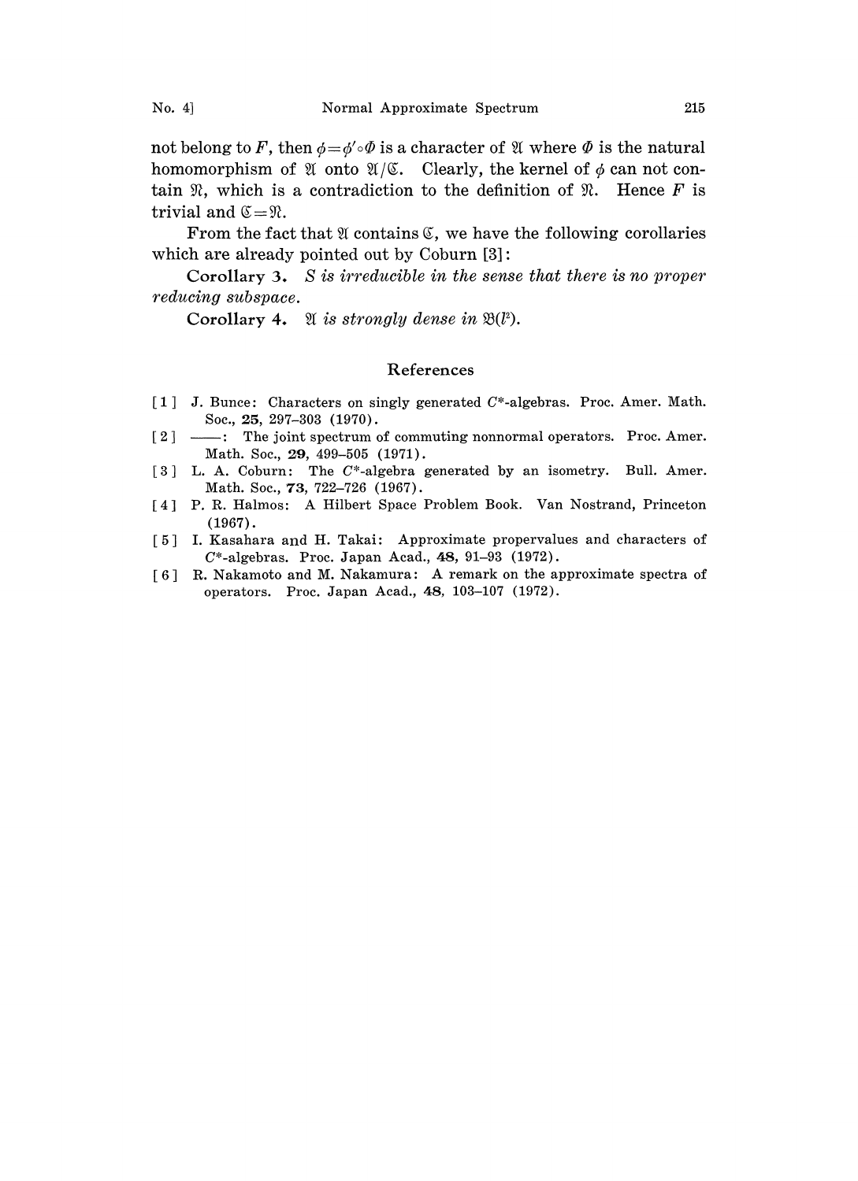not belong to $F$, then $\phi=\phi'\circ\Phi$ is a character of $\mathfrak{A}$ where $\Phi$ is the natural homomorphism of $\mathfrak{A}$ onto $\mathfrak{A}/\mathfrak{C}$. Clearly, the kernel of $\phi$ can not contain $\mathfrak{N}$, which is a contradiction to the definition of $\mathfrak{N}$. Hence $F$ is trivial and $\mathfrak{C}=\mathfrak{N}$.

From the fact that $\mathfrak{A}$ contains $\mathfrak{C}$, we have the following corollaries which are already pointed out by Coburn [3]:

**Corollary 3.** *$S$ is irreducible in the sense that there is no proper reducing subspace.*

**Corollary 4.** *$\mathfrak{A}$ is strongly dense in $\mathfrak{B}(l^2)$.*

## References

[1] J. Bunce: Characters on singly generated $C^*$-algebras. Proc. Amer. Math. Soc., **25**, 297–303 (1970).

[2] ——: The joint spectrum of commuting nonnormal operators. Proc. Amer. Math. Soc., **29**, 499–505 (1971).

[3] L. A. Coburn: The $C^*$-algebra generated by an isometry. Bull. Amer. Math. Soc., **73**, 722–726 (1967).

[4] P. R. Halmos: A Hilbert Space Problem Book. Van Nostrand, Princeton (1967).

[5] I. Kasahara and H. Takai: Approximate propervalues and characters of $C^*$-algebras. Proc. Japan Acad., **48**, 91–93 (1972).

[6] R. Nakamoto and M. Nakamura: A remark on the approximate spectra of operators. Proc. Japan Acad., **48**, 103–107 (1972).